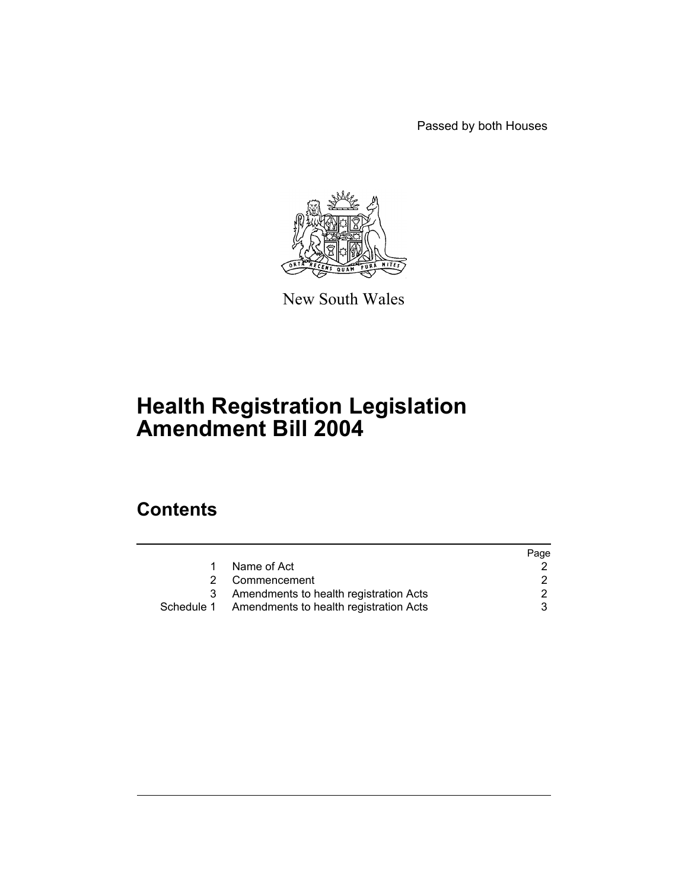Passed by both Houses

New South Wales

# Health Registration Legislation Amendment Bill 2004

## Contents

| | | Page |
|---|---|---|
| 1 | Name of Act | 2 |
| 2 | Commencement | 2 |
| 3 | Amendments to health registration Acts | 2 |
| Schedule 1 | Amendments to health registration Acts | 3 |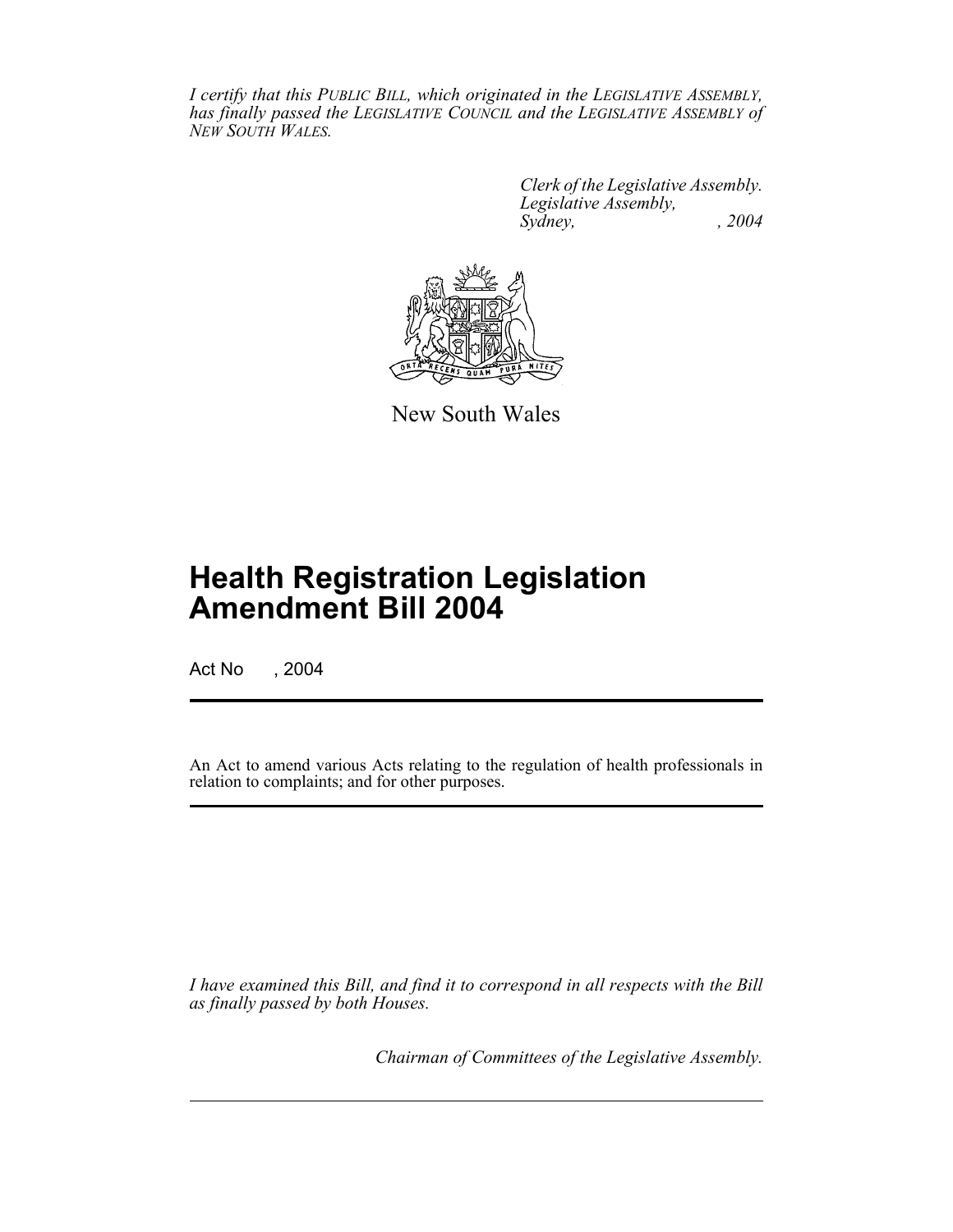*I certify that this PUBLIC BILL, which originated in the LEGISLATIVE ASSEMBLY, has finally passed the LEGISLATIVE COUNCIL and the LEGISLATIVE ASSEMBLY of NEW SOUTH WALES.*

*Clerk of the Legislative Assembly.*
*Legislative Assembly,*
*Sydney, , 2004*

New South Wales

# Health Registration Legislation Amendment Bill 2004

Act No , 2004

An Act to amend various Acts relating to the regulation of health professionals in relation to complaints; and for other purposes.

*I have examined this Bill, and find it to correspond in all respects with the Bill as finally passed by both Houses.*

*Chairman of Committees of the Legislative Assembly.*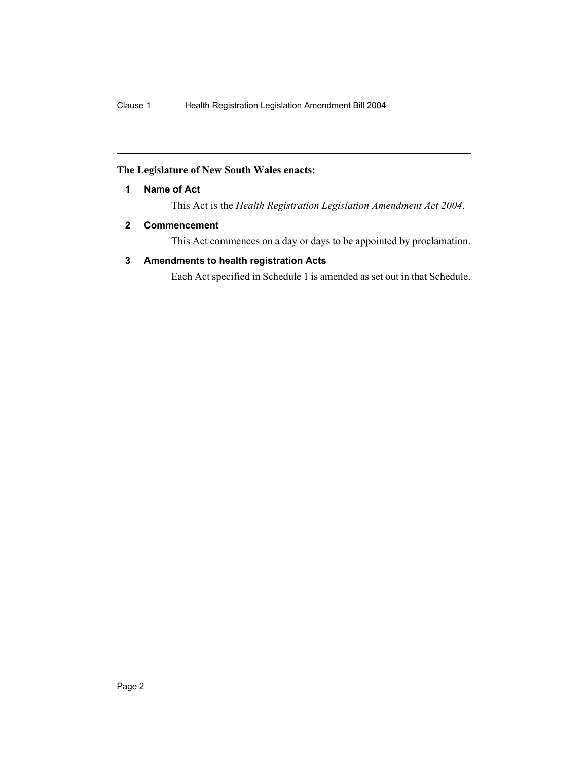**The Legislature of New South Wales enacts:**

**1 Name of Act**

This Act is the *Health Registration Legislation Amendment Act 2004*.

**2 Commencement**

This Act commences on a day or days to be appointed by proclamation.

**3 Amendments to health registration Acts**

Each Act specified in Schedule 1 is amended as set out in that Schedule.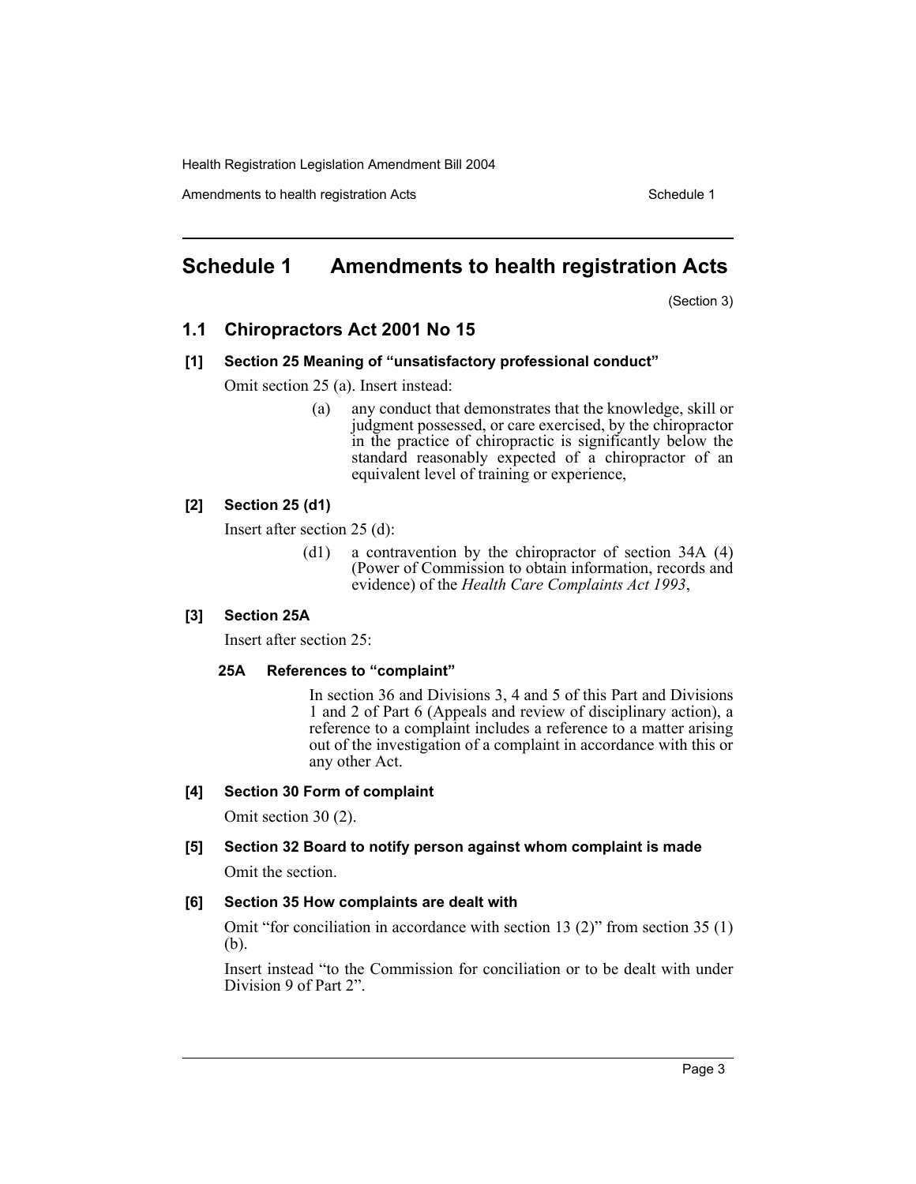# Schedule 1 Amendments to health registration Acts

(Section 3)

## 1.1 Chiropractors Act 2001 No 15

### [1] Section 25 Meaning of "unsatisfactory professional conduct"

Omit section 25 (a). Insert instead:

> (a) any conduct that demonstrates that the knowledge, skill or judgment possessed, or care exercised, by the chiropractor in the practice of chiropractic is significantly below the standard reasonably expected of a chiropractor of an equivalent level of training or experience,

### [2] Section 25 (d1)

Insert after section 25 (d):

> (d1) a contravention by the chiropractor of section 34A (4) (Power of Commission to obtain information, records and evidence) of the *Health Care Complaints Act 1993*,

### [3] Section 25A

Insert after section 25:

#### 25A References to "complaint"

In section 36 and Divisions 3, 4 and 5 of this Part and Divisions 1 and 2 of Part 6 (Appeals and review of disciplinary action), a reference to a complaint includes a reference to a matter arising out of the investigation of a complaint in accordance with this or any other Act.

### [4] Section 30 Form of complaint

Omit section 30 (2).

### [5] Section 32 Board to notify person against whom complaint is made

Omit the section.

### [6] Section 35 How complaints are dealt with

Omit "for conciliation in accordance with section 13 (2)" from section 35 (1) (b).

Insert instead "to the Commission for conciliation or to be dealt with under Division 9 of Part 2".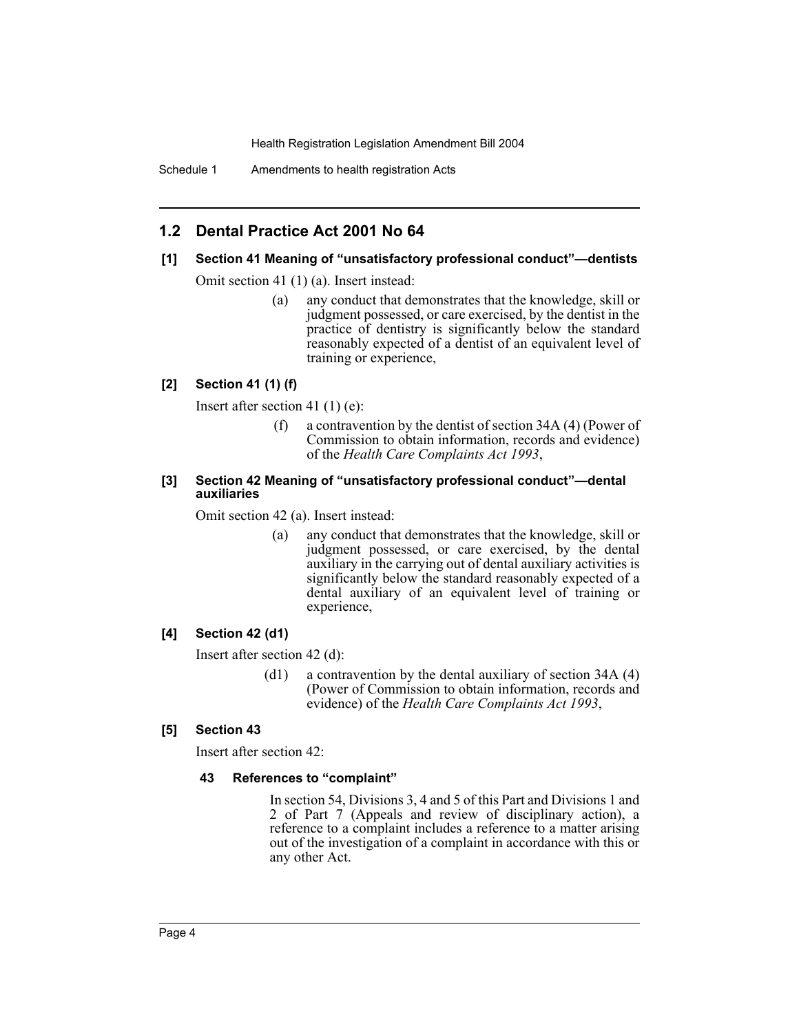## 1.2 Dental Practice Act 2001 No 64

### [1] Section 41 Meaning of "unsatisfactory professional conduct"—dentists

Omit section 41 (1) (a). Insert instead:

> (a) any conduct that demonstrates that the knowledge, skill or judgment possessed, or care exercised, by the dentist in the practice of dentistry is significantly below the standard reasonably expected of a dentist of an equivalent level of training or experience,

### [2] Section 41 (1) (f)

Insert after section 41 (1) (e):

> (f) a contravention by the dentist of section 34A (4) (Power of Commission to obtain information, records and evidence) of the *Health Care Complaints Act 1993*,

### [3] Section 42 Meaning of "unsatisfactory professional conduct"—dental auxiliaries

Omit section 42 (a). Insert instead:

> (a) any conduct that demonstrates that the knowledge, skill or judgment possessed, or care exercised, by the dental auxiliary in the carrying out of dental auxiliary activities is significantly below the standard reasonably expected of a dental auxiliary of an equivalent level of training or experience,

### [4] Section 42 (d1)

Insert after section 42 (d):

> (d1) a contravention by the dental auxiliary of section 34A (4) (Power of Commission to obtain information, records and evidence) of the *Health Care Complaints Act 1993*,

### [5] Section 43

Insert after section 42:

> **43 References to "complaint"**
>
> In section 54, Divisions 3, 4 and 5 of this Part and Divisions 1 and 2 of Part 7 (Appeals and review of disciplinary action), a reference to a complaint includes a reference to a matter arising out of the investigation of a complaint in accordance with this or any other Act.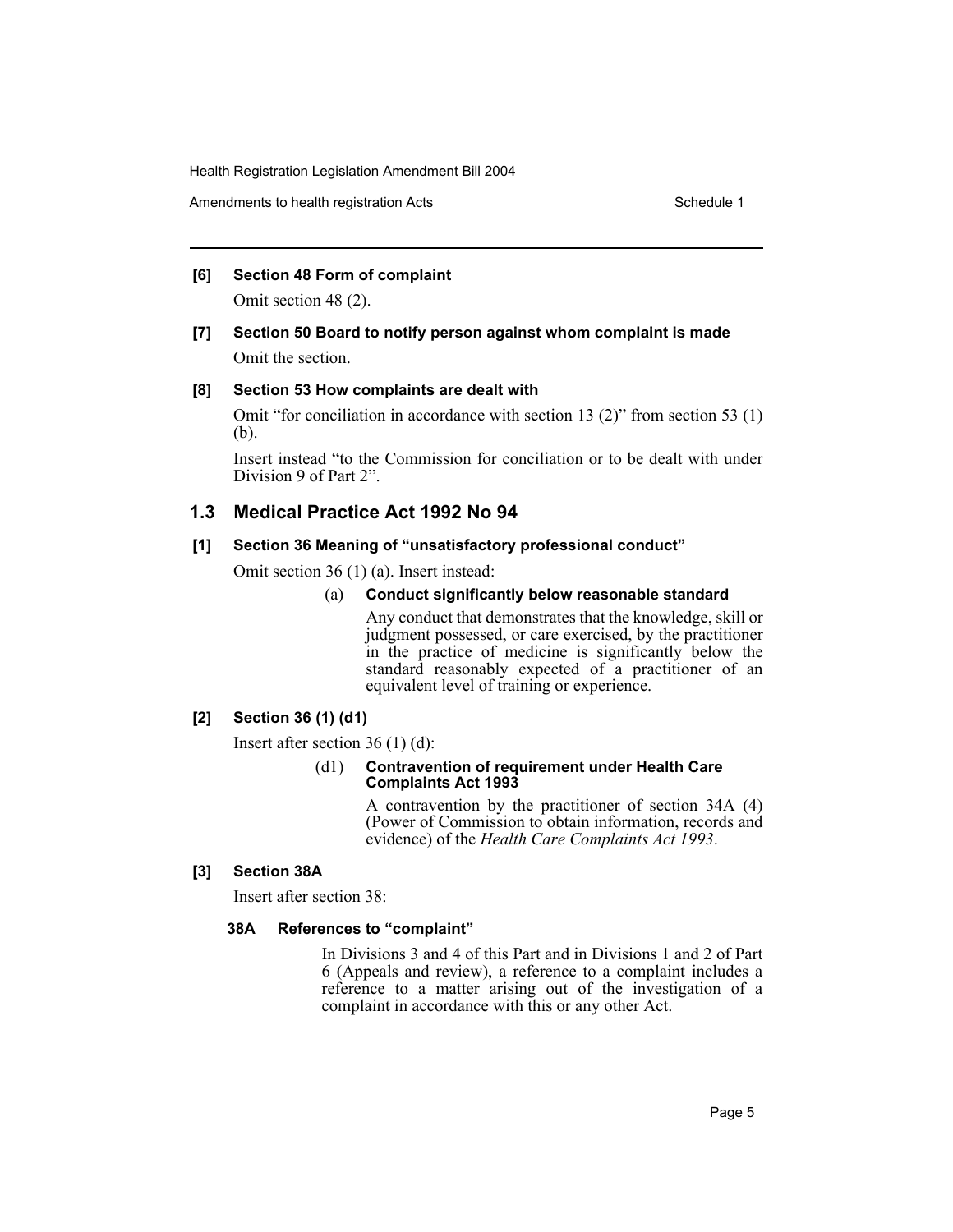**[6] Section 48 Form of complaint**

Omit section 48 (2).

**[7] Section 50 Board to notify person against whom complaint is made**

Omit the section.

**[8] Section 53 How complaints are dealt with**

Omit "for conciliation in accordance with section 13 (2)" from section 53 (1) (b).

Insert instead "to the Commission for conciliation or to be dealt with under Division 9 of Part 2".

## 1.3 Medical Practice Act 1992 No 94

**[1] Section 36 Meaning of "unsatisfactory professional conduct"**

Omit section 36 (1) (a). Insert instead:

(a) **Conduct significantly below reasonable standard**

Any conduct that demonstrates that the knowledge, skill or judgment possessed, or care exercised, by the practitioner in the practice of medicine is significantly below the standard reasonably expected of a practitioner of an equivalent level of training or experience.

**[2] Section 36 (1) (d1)**

Insert after section 36 (1) (d):

(d1) **Contravention of requirement under Health Care Complaints Act 1993**

A contravention by the practitioner of section 34A (4) (Power of Commission to obtain information, records and evidence) of the *Health Care Complaints Act 1993*.

**[3] Section 38A**

Insert after section 38:

**38A References to "complaint"**

In Divisions 3 and 4 of this Part and in Divisions 1 and 2 of Part 6 (Appeals and review), a reference to a complaint includes a reference to a matter arising out of the investigation of a complaint in accordance with this or any other Act.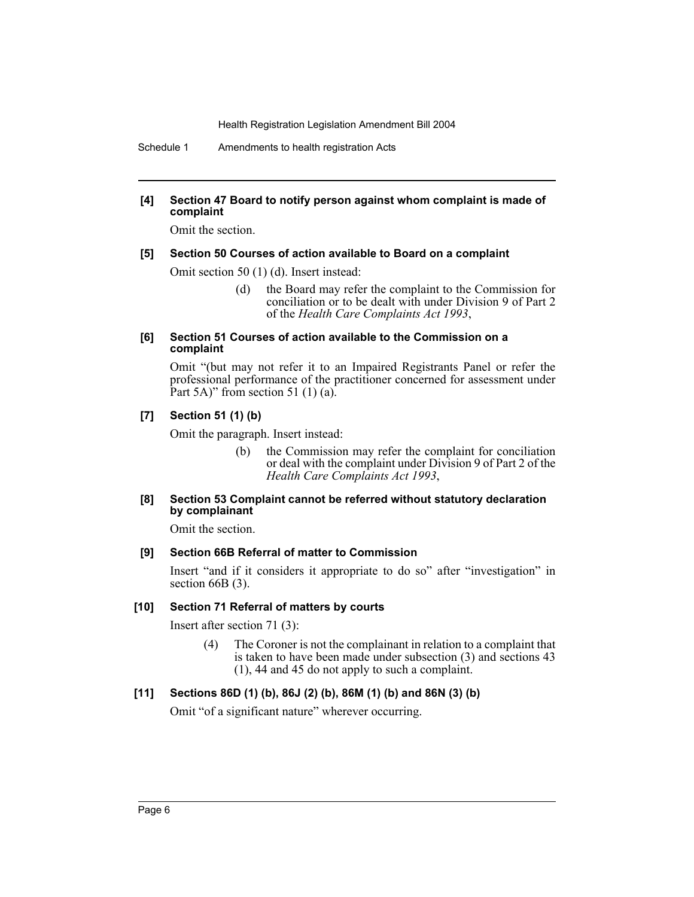**[4] Section 47 Board to notify person against whom complaint is made of complaint**

Omit the section.

**[5] Section 50 Courses of action available to Board on a complaint**

Omit section 50 (1) (d). Insert instead:

> (d) the Board may refer the complaint to the Commission for conciliation or to be dealt with under Division 9 of Part 2 of the *Health Care Complaints Act 1993*,

**[6] Section 51 Courses of action available to the Commission on a complaint**

Omit "(but may not refer it to an Impaired Registrants Panel or refer the professional performance of the practitioner concerned for assessment under Part 5A)" from section 51 (1) (a).

**[7] Section 51 (1) (b)**

Omit the paragraph. Insert instead:

> (b) the Commission may refer the complaint for conciliation or deal with the complaint under Division 9 of Part 2 of the *Health Care Complaints Act 1993*,

**[8] Section 53 Complaint cannot be referred without statutory declaration by complainant**

Omit the section.

**[9] Section 66B Referral of matter to Commission**

Insert "and if it considers it appropriate to do so" after "investigation" in section 66B (3).

**[10] Section 71 Referral of matters by courts**

Insert after section 71 (3):

> (4) The Coroner is not the complainant in relation to a complaint that is taken to have been made under subsection (3) and sections 43 (1), 44 and 45 do not apply to such a complaint.

**[11] Sections 86D (1) (b), 86J (2) (b), 86M (1) (b) and 86N (3) (b)**

Omit "of a significant nature" wherever occurring.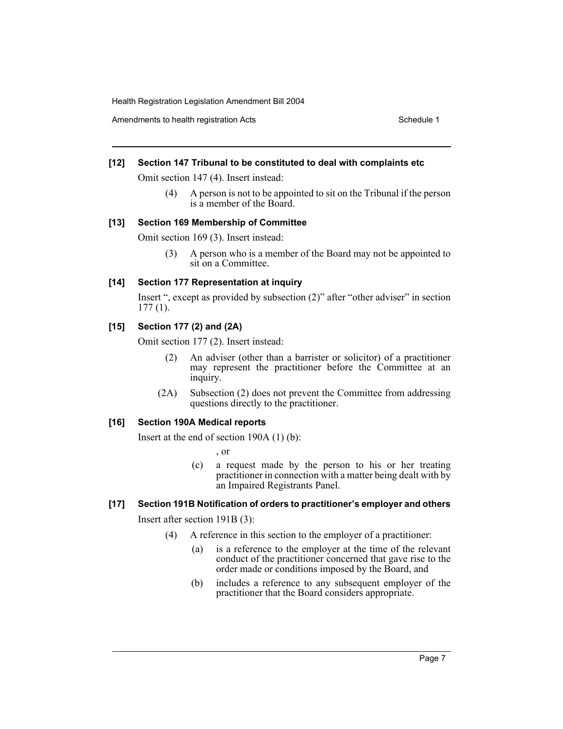### [12] Section 147 Tribunal to be constituted to deal with complaints etc

Omit section 147 (4). Insert instead:

> (4) A person is not to be appointed to sit on the Tribunal if the person is a member of the Board.

### [13] Section 169 Membership of Committee

Omit section 169 (3). Insert instead:

> (3) A person who is a member of the Board may not be appointed to sit on a Committee.

### [14] Section 177 Representation at inquiry

Insert ", except as provided by subsection (2)" after "other adviser" in section 177 (1).

### [15] Section 177 (2) and (2A)

Omit section 177 (2). Insert instead:

> (2) An adviser (other than a barrister or solicitor) of a practitioner may represent the practitioner before the Committee at an inquiry.
>
> (2A) Subsection (2) does not prevent the Committee from addressing questions directly to the practitioner.

### [16] Section 190A Medical reports

Insert at the end of section 190A (1) (b):

> , or
>
> (c) a request made by the person to his or her treating practitioner in connection with a matter being dealt with by an Impaired Registrants Panel.

### [17] Section 191B Notification of orders to practitioner's employer and others

Insert after section 191B (3):

> (4) A reference in this section to the employer of a practitioner:
>
> (a) is a reference to the employer at the time of the relevant conduct of the practitioner concerned that gave rise to the order made or conditions imposed by the Board, and
>
> (b) includes a reference to any subsequent employer of the practitioner that the Board considers appropriate.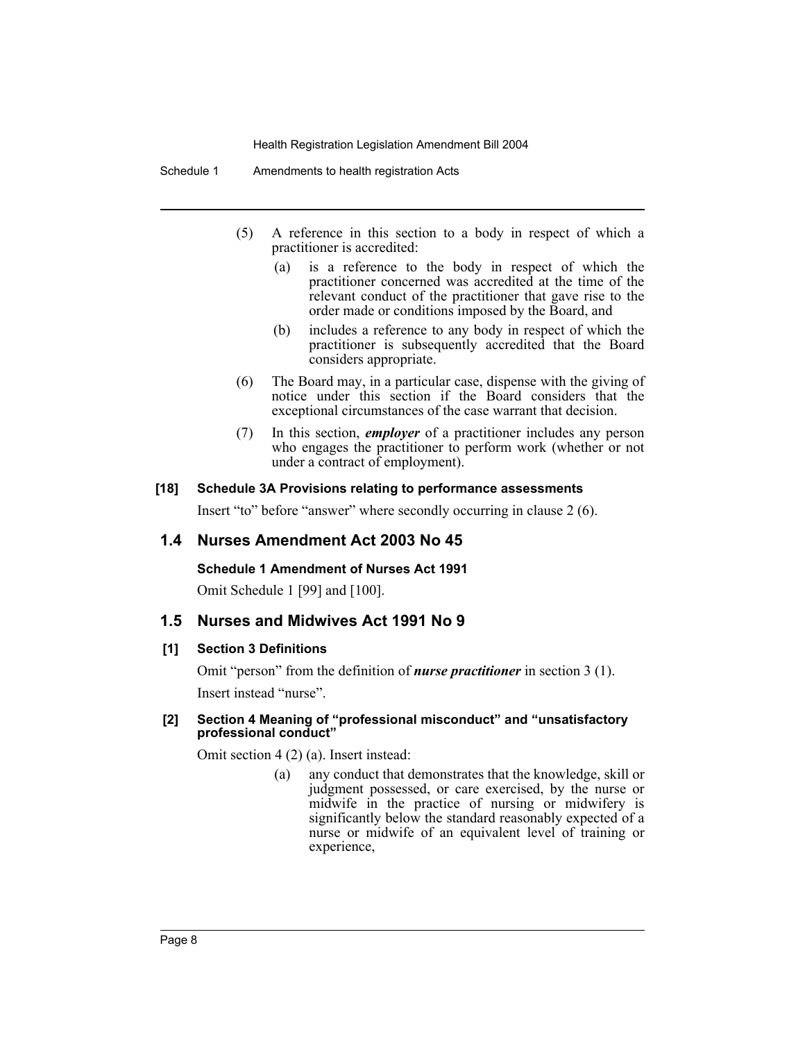(5) A reference in this section to a body in respect of which a practitioner is accredited:

(a) is a reference to the body in respect of which the practitioner concerned was accredited at the time of the relevant conduct of the practitioner that gave rise to the order made or conditions imposed by the Board, and

(b) includes a reference to any body in respect of which the practitioner is subsequently accredited that the Board considers appropriate.

(6) The Board may, in a particular case, dispense with the giving of notice under this section if the Board considers that the exceptional circumstances of the case warrant that decision.

(7) In this section, ***employer*** of a practitioner includes any person who engages the practitioner to perform work (whether or not under a contract of employment).

#### [18] Schedule 3A Provisions relating to performance assessments

Insert "to" before "answer" where secondly occurring in clause 2 (6).

### 1.4 Nurses Amendment Act 2003 No 45

#### Schedule 1 Amendment of Nurses Act 1991

Omit Schedule 1 [99] and [100].

### 1.5 Nurses and Midwives Act 1991 No 9

#### [1] Section 3 Definitions

Omit "person" from the definition of ***nurse practitioner*** in section 3 (1).

Insert instead "nurse".

#### [2] Section 4 Meaning of "professional misconduct" and "unsatisfactory professional conduct"

Omit section 4 (2) (a). Insert instead:

(a) any conduct that demonstrates that the knowledge, skill or judgment possessed, or care exercised, by the nurse or midwife in the practice of nursing or midwifery is significantly below the standard reasonably expected of a nurse or midwife of an equivalent level of training or experience,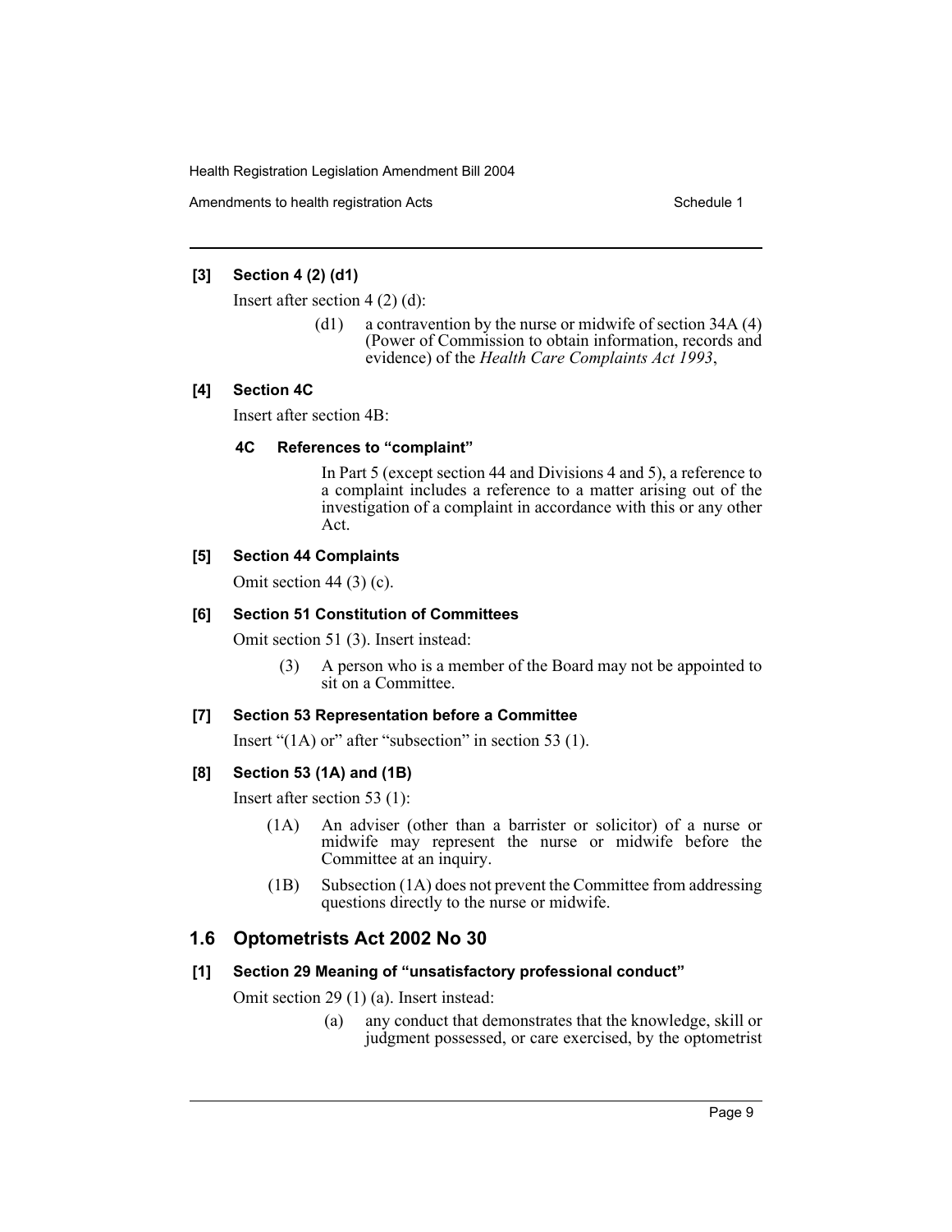**[3] Section 4 (2) (d1)**

Insert after section 4 (2) (d):

> (d1) a contravention by the nurse or midwife of section 34A (4) (Power of Commission to obtain information, records and evidence) of the *Health Care Complaints Act 1993*,

**[4] Section 4C**

Insert after section 4B:

> **4C References to "complaint"**
>
> In Part 5 (except section 44 and Divisions 4 and 5), a reference to a complaint includes a reference to a matter arising out of the investigation of a complaint in accordance with this or any other Act.

**[5] Section 44 Complaints**

Omit section 44 (3) (c).

**[6] Section 51 Constitution of Committees**

Omit section 51 (3). Insert instead:

> (3) A person who is a member of the Board may not be appointed to sit on a Committee.

**[7] Section 53 Representation before a Committee**

Insert "(1A) or" after "subsection" in section 53 (1).

**[8] Section 53 (1A) and (1B)**

Insert after section 53 (1):

> (1A) An adviser (other than a barrister or solicitor) of a nurse or midwife may represent the nurse or midwife before the Committee at an inquiry.
>
> (1B) Subsection (1A) does not prevent the Committee from addressing questions directly to the nurse or midwife.

## 1.6 Optometrists Act 2002 No 30

**[1] Section 29 Meaning of "unsatisfactory professional conduct"**

Omit section 29 (1) (a). Insert instead:

> (a) any conduct that demonstrates that the knowledge, skill or judgment possessed, or care exercised, by the optometrist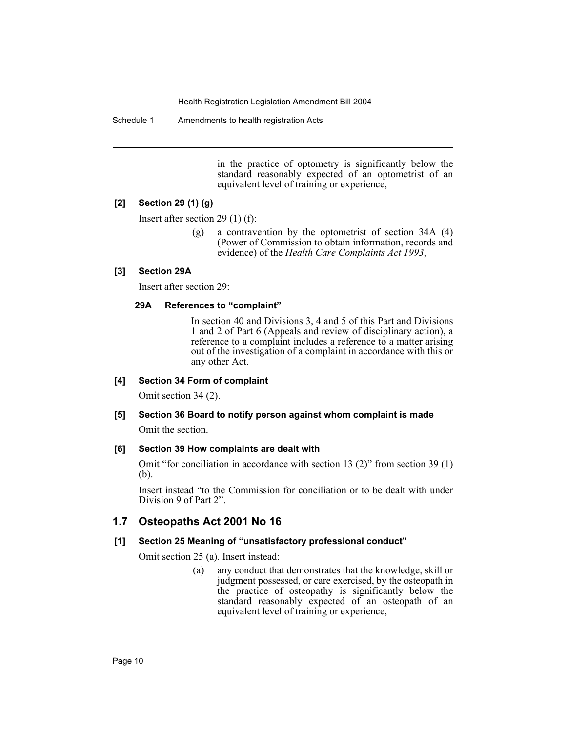in the practice of optometry is significantly below the standard reasonably expected of an optometrist of an equivalent level of training or experience,

**[2] Section 29 (1) (g)**

Insert after section 29 (1) (f):

> (g) a contravention by the optometrist of section 34A (4) (Power of Commission to obtain information, records and evidence) of the *Health Care Complaints Act 1993*,

**[3] Section 29A**

Insert after section 29:

> **29A References to "complaint"**
>
> In section 40 and Divisions 3, 4 and 5 of this Part and Divisions 1 and 2 of Part 6 (Appeals and review of disciplinary action), a reference to a complaint includes a reference to a matter arising out of the investigation of a complaint in accordance with this or any other Act.

**[4] Section 34 Form of complaint**

Omit section 34 (2).

**[5] Section 36 Board to notify person against whom complaint is made**

Omit the section.

**[6] Section 39 How complaints are dealt with**

Omit "for conciliation in accordance with section 13 (2)" from section 39 (1) (b).

Insert instead "to the Commission for conciliation or to be dealt with under Division 9 of Part 2".

## 1.7 Osteopaths Act 2001 No 16

**[1] Section 25 Meaning of "unsatisfactory professional conduct"**

Omit section 25 (a). Insert instead:

> (a) any conduct that demonstrates that the knowledge, skill or judgment possessed, or care exercised, by the osteopath in the practice of osteopathy is significantly below the standard reasonably expected of an osteopath of an equivalent level of training or experience,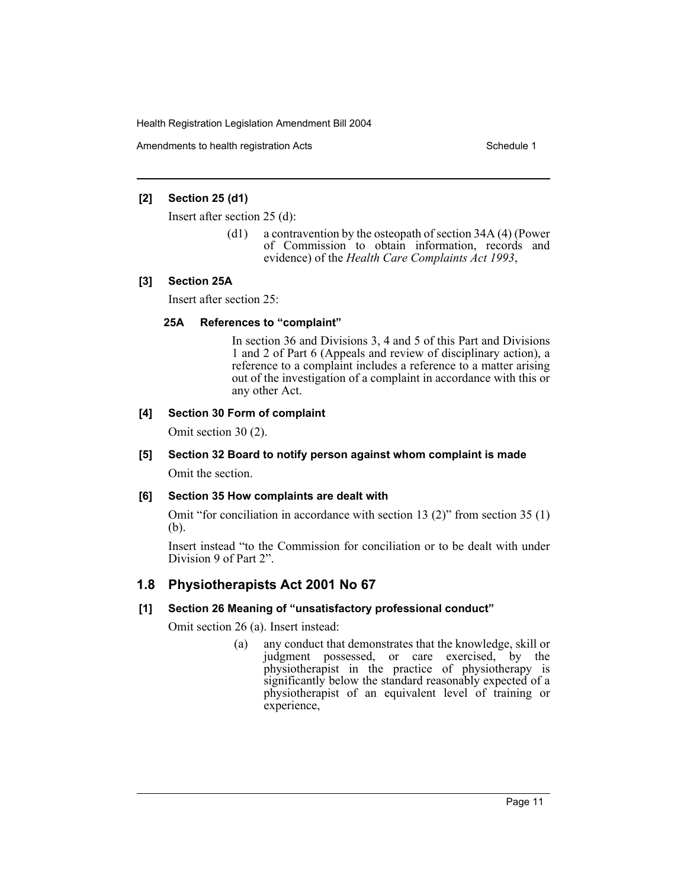**[2] Section 25 (d1)**

Insert after section 25 (d):

> (d1) a contravention by the osteopath of section 34A (4) (Power of Commission to obtain information, records and evidence) of the *Health Care Complaints Act 1993*,

**[3] Section 25A**

Insert after section 25:

> **25A References to "complaint"**
>
> In section 36 and Divisions 3, 4 and 5 of this Part and Divisions 1 and 2 of Part 6 (Appeals and review of disciplinary action), a reference to a complaint includes a reference to a matter arising out of the investigation of a complaint in accordance with this or any other Act.

**[4] Section 30 Form of complaint**

Omit section 30 (2).

**[5] Section 32 Board to notify person against whom complaint is made**

Omit the section.

**[6] Section 35 How complaints are dealt with**

Omit "for conciliation in accordance with section 13 (2)" from section 35 (1) (b).

Insert instead "to the Commission for conciliation or to be dealt with under Division 9 of Part 2".

## 1.8 Physiotherapists Act 2001 No 67

**[1] Section 26 Meaning of "unsatisfactory professional conduct"**

Omit section 26 (a). Insert instead:

> (a) any conduct that demonstrates that the knowledge, skill or judgment possessed, or care exercised, by the physiotherapist in the practice of physiotherapy is significantly below the standard reasonably expected of a physiotherapist of an equivalent level of training or experience,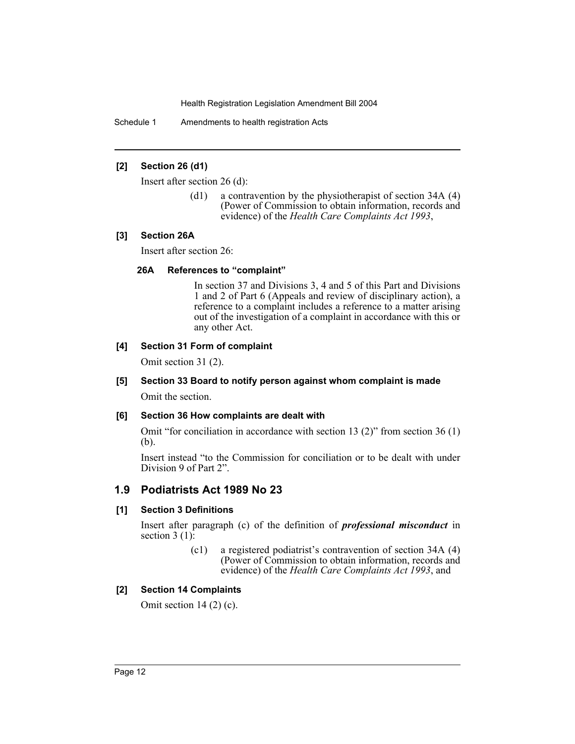**[2] Section 26 (d1)**

Insert after section 26 (d):

> (d1) a contravention by the physiotherapist of section 34A (4) (Power of Commission to obtain information, records and evidence) of the *Health Care Complaints Act 1993*,

**[3] Section 26A**

Insert after section 26:

> **26A References to "complaint"**
>
> In section 37 and Divisions 3, 4 and 5 of this Part and Divisions 1 and 2 of Part 6 (Appeals and review of disciplinary action), a reference to a complaint includes a reference to a matter arising out of the investigation of a complaint in accordance with this or any other Act.

**[4] Section 31 Form of complaint**

Omit section 31 (2).

**[5] Section 33 Board to notify person against whom complaint is made**

Omit the section.

**[6] Section 36 How complaints are dealt with**

Omit "for conciliation in accordance with section 13 (2)" from section 36 (1) (b).

Insert instead "to the Commission for conciliation or to be dealt with under Division 9 of Part 2".

## 1.9 Podiatrists Act 1989 No 23

**[1] Section 3 Definitions**

Insert after paragraph (c) of the definition of ***professional misconduct*** in section 3 (1):

> (c1) a registered podiatrist's contravention of section 34A (4) (Power of Commission to obtain information, records and evidence) of the *Health Care Complaints Act 1993*, and

**[2] Section 14 Complaints**

Omit section 14 (2) (c).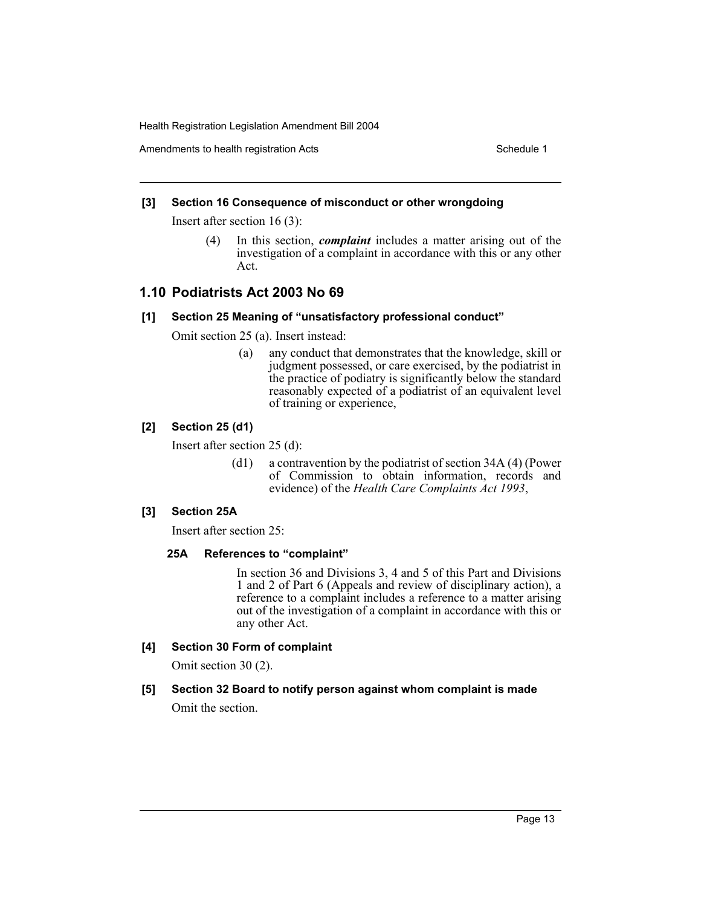**[3] Section 16 Consequence of misconduct or other wrongdoing**

Insert after section 16 (3):

> (4) In this section, ***complaint*** includes a matter arising out of the investigation of a complaint in accordance with this or any other Act.

## 1.10 Podiatrists Act 2003 No 69

**[1] Section 25 Meaning of "unsatisfactory professional conduct"**

Omit section 25 (a). Insert instead:

> (a) any conduct that demonstrates that the knowledge, skill or judgment possessed, or care exercised, by the podiatrist in the practice of podiatry is significantly below the standard reasonably expected of a podiatrist of an equivalent level of training or experience,

**[2] Section 25 (d1)**

Insert after section 25 (d):

> (d1) a contravention by the podiatrist of section 34A (4) (Power of Commission to obtain information, records and evidence) of the *Health Care Complaints Act 1993*,

**[3] Section 25A**

Insert after section 25:

> **25A References to "complaint"**
>
> In section 36 and Divisions 3, 4 and 5 of this Part and Divisions 1 and 2 of Part 6 (Appeals and review of disciplinary action), a reference to a complaint includes a reference to a matter arising out of the investigation of a complaint in accordance with this or any other Act.

**[4] Section 30 Form of complaint**

Omit section 30 (2).

**[5] Section 32 Board to notify person against whom complaint is made**

Omit the section.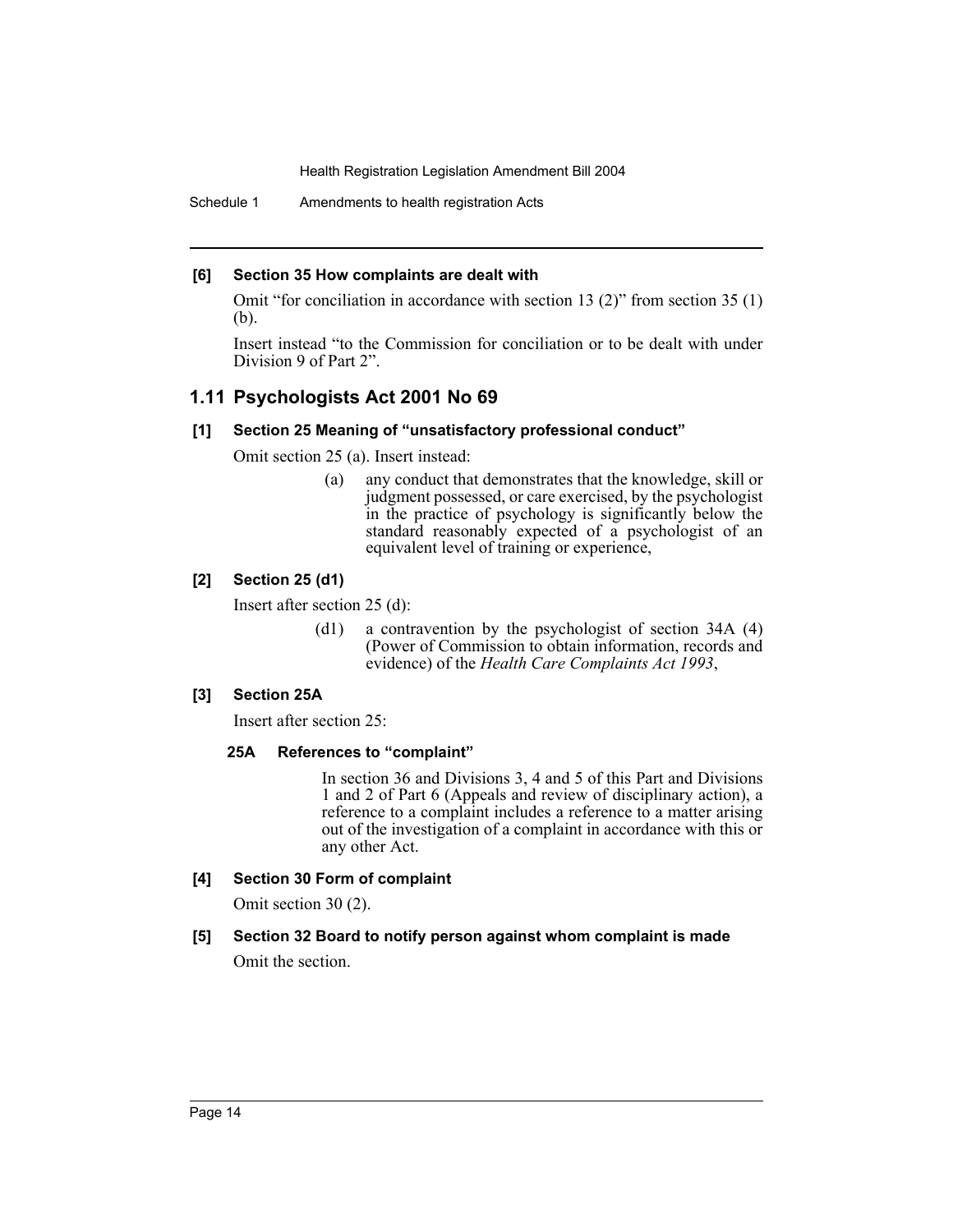**[6] Section 35 How complaints are dealt with**

Omit "for conciliation in accordance with section 13 (2)" from section 35 (1) (b).

Insert instead "to the Commission for conciliation or to be dealt with under Division 9 of Part 2".

## 1.11 Psychologists Act 2001 No 69

**[1] Section 25 Meaning of "unsatisfactory professional conduct"**

Omit section 25 (a). Insert instead:

> (a) any conduct that demonstrates that the knowledge, skill or judgment possessed, or care exercised, by the psychologist in the practice of psychology is significantly below the standard reasonably expected of a psychologist of an equivalent level of training or experience,

**[2] Section 25 (d1)**

Insert after section 25 (d):

> (d1) a contravention by the psychologist of section 34A (4) (Power of Commission to obtain information, records and evidence) of the *Health Care Complaints Act 1993*,

**[3] Section 25A**

Insert after section 25:

**25A References to "complaint"**

> In section 36 and Divisions 3, 4 and 5 of this Part and Divisions 1 and 2 of Part 6 (Appeals and review of disciplinary action), a reference to a complaint includes a reference to a matter arising out of the investigation of a complaint in accordance with this or any other Act.

**[4] Section 30 Form of complaint**

Omit section 30 (2).

**[5] Section 32 Board to notify person against whom complaint is made**

Omit the section.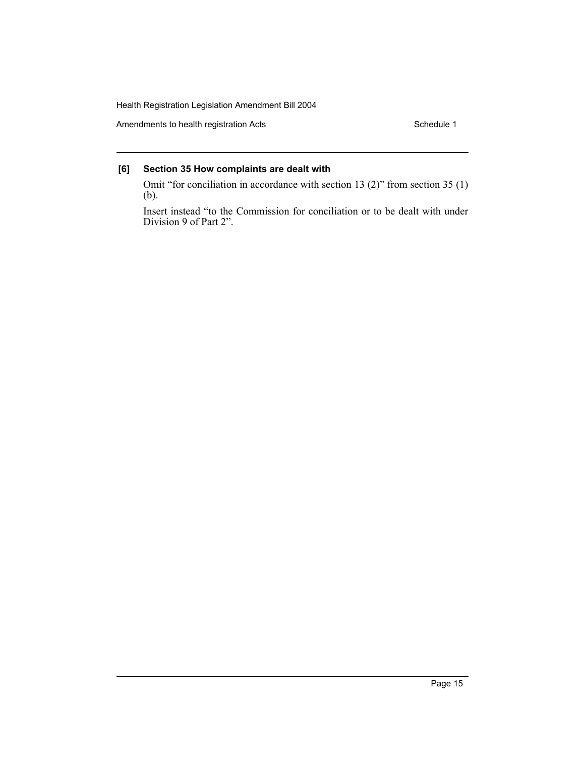**[6] Section 35 How complaints are dealt with**

Omit "for conciliation in accordance with section 13 (2)" from section 35 (1) (b).

Insert instead "to the Commission for conciliation or to be dealt with under Division 9 of Part 2".